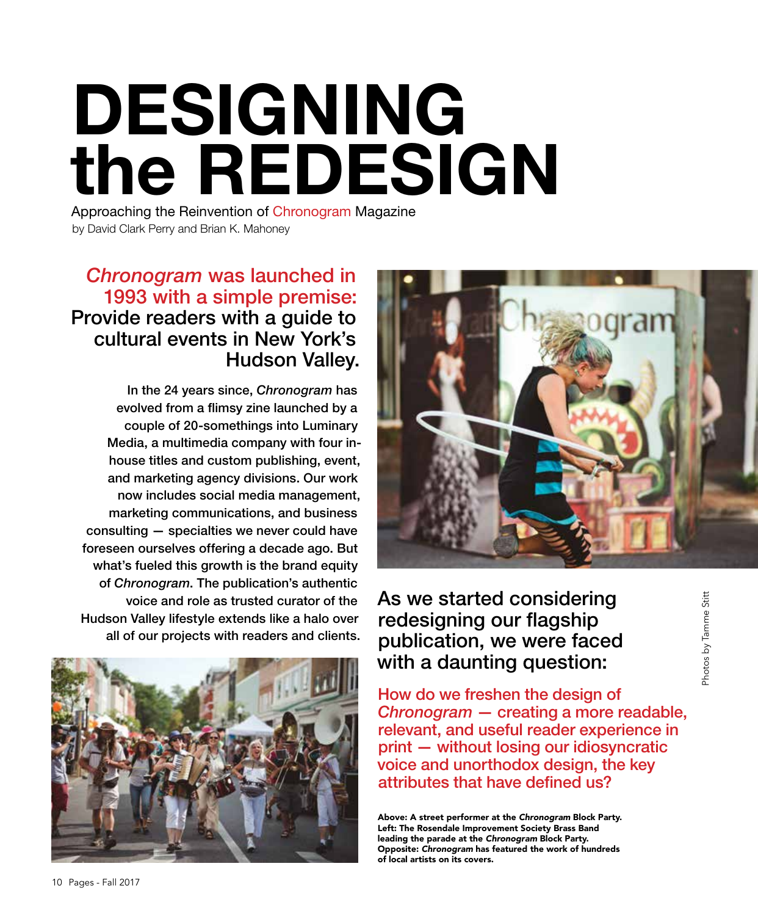# DESIGNING the REDESIGN

Approaching the Reinvention of Chronogram Magazine

by David Clark Perry and Brian K. Mahoney

## *Chronogram* was launched in 1993 with a simple premise: Provide readers with a guide to cultural events in New York's Hudson Valley.

**In the 24 years since, *Chronogram* has evolved from a flimsy zine launched by a couple of 20-somethings into Luminary Media, a multimedia company with four in-house titles and custom publishing, event, and marketing agency divisions. Our work now includes social media management, marketing communications, and business consulting — specialties we never could have foreseen ourselves offering a decade ago. But what's fueled this growth is the brand equity of *Chronogram*. The publication's authentic voice and role as trusted curator of the Hudson Valley lifestyle extends like a halo over all of our projects with readers and clients.**

## As we started considering redesigning our flagship publication, we were faced with a daunting question:

## How do we freshen the design of *Chronogram* — creating a more readable, relevant, and useful reader experience in print — without losing our idiosyncratic voice and unorthodox design, the key attributes that have defined us?

**Above: A street performer at the *Chronogram* Block Party.
Left: The Rosendale Improvement Society Brass Band leading the parade at the *Chronogram* Block Party.
Opposite: *Chronogram* has featured the work of hundreds of local artists on its covers.**

Photos by Tamme Stitt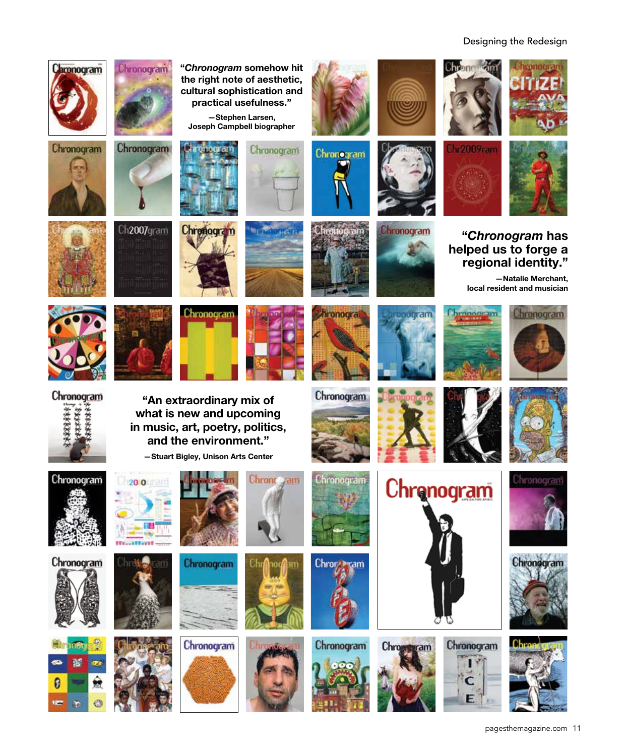"*Chronogram* somehow hit the right note of aesthetic, cultural sophistication and practical usefulness."

—Stephen Larsen, Joseph Campbell biographer

"*Chronogram* has helped us to forge a regional identity."

—Natalie Merchant, local resident and musician

"An extraordinary mix of what is new and upcoming in music, art, poetry, politics, and the environment."

—Stuart Bigley, Unison Arts Center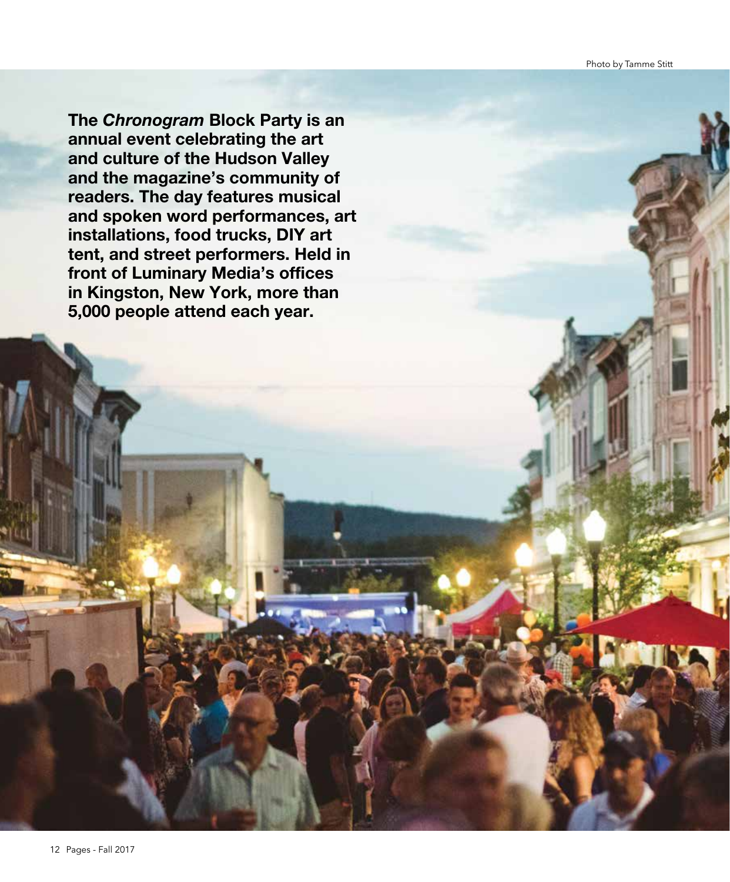Photo by Tamme Stitt

**The *Chronogram* Block Party is an annual event celebrating the art and culture of the Hudson Valley and the magazine's community of readers. The day features musical and spoken word performances, art installations, food trucks, DIY art tent, and street performers. Held in front of Luminary Media's offices in Kingston, New York, more than 5,000 people attend each year.**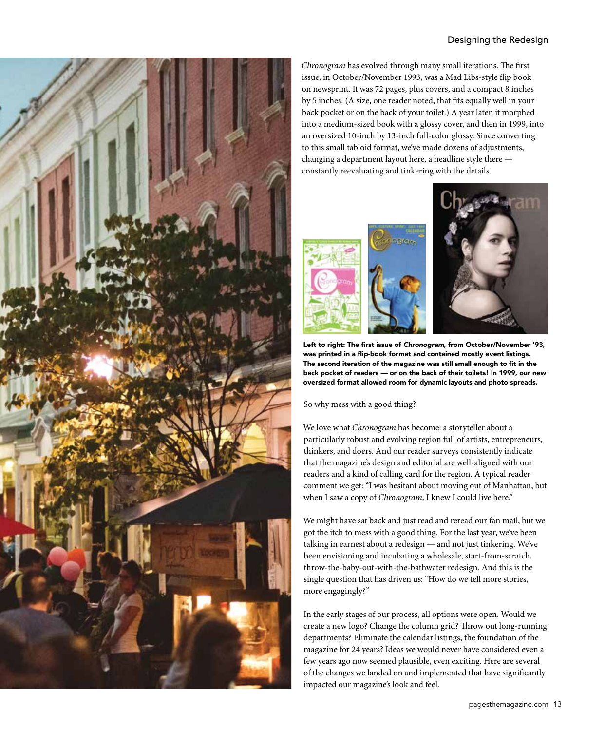*Chronogram* has evolved through many small iterations. The first issue, in October/November 1993, was a Mad Libs-style flip book on newsprint. It was 72 pages, plus covers, and a compact 8 inches by 5 inches. (A size, one reader noted, that fits equally well in your back pocket or on the back of your toilet.) A year later, it morphed into a medium-sized book with a glossy cover, and then in 1999, into an oversized 10-inch by 13-inch full-color glossy. Since converting to this small tabloid format, we've made dozens of adjustments, changing a department layout here, a headline style there — constantly reevaluating and tinkering with the details.

**Left to right: The first issue of *Chronogram*, from October/November '93, was printed in a flip-book format and contained mostly event listings. The second iteration of the magazine was still small enough to fit in the back pocket of readers — or on the back of their toilets! In 1999, our new oversized format allowed room for dynamic layouts and photo spreads.**

So why mess with a good thing?

We love what *Chronogram* has become: a storyteller about a particularly robust and evolving region full of artists, entrepreneurs, thinkers, and doers. And our reader surveys consistently indicate that the magazine's design and editorial are well-aligned with our readers and a kind of calling card for the region. A typical reader comment we get: "I was hesitant about moving out of Manhattan, but when I saw a copy of *Chronogram*, I knew I could live here."

We might have sat back and just read and reread our fan mail, but we got the itch to mess with a good thing. For the last year, we've been talking in earnest about a redesign — and not just tinkering. We've been envisioning and incubating a wholesale, start-from-scratch, throw-the-baby-out-with-the-bathwater redesign. And this is the single question that has driven us: "How do we tell more stories, more engagingly?"

In the early stages of our process, all options were open. Would we create a new logo? Change the column grid? Throw out long-running departments? Eliminate the calendar listings, the foundation of the magazine for 24 years? Ideas we would never have considered even a few years ago now seemed plausible, even exciting. Here are several of the changes we landed on and implemented that have significantly impacted our magazine's look and feel.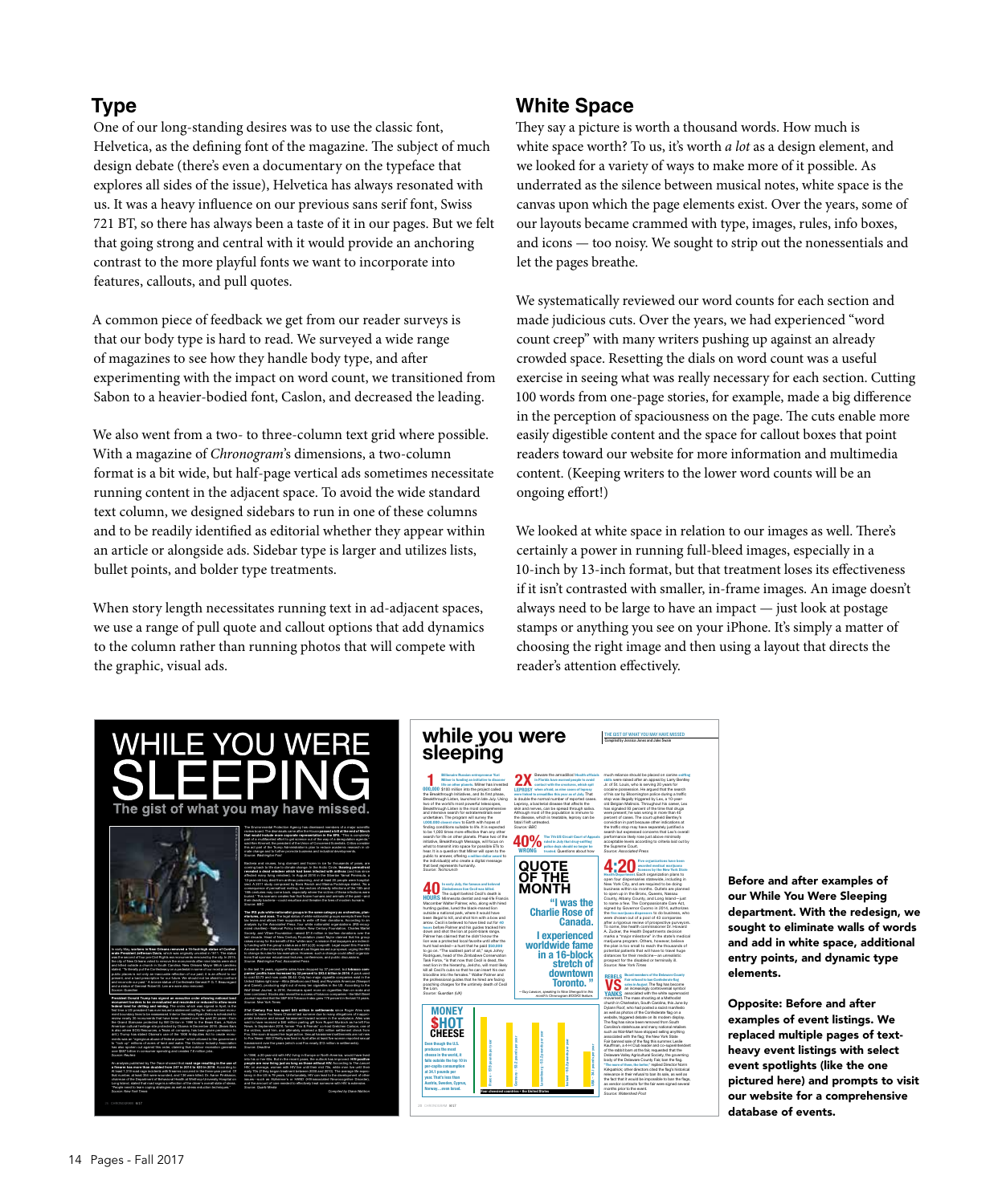## Type

One of our long-standing desires was to use the classic font, Helvetica, as the defining font of the magazine. The subject of much design debate (there's even a documentary on the typeface that explores all sides of the issue), Helvetica has always resonated with us. It was a heavy influence on our previous sans serif font, Swiss 721 BT, so there has always been a taste of it in our pages. But we felt that going strong and central with it would provide an anchoring contrast to the more playful fonts we want to incorporate into features, callouts, and pull quotes.

A common piece of feedback we get from our reader surveys is that our body type is hard to read. We surveyed a wide range of magazines to see how they handle body type, and after experimenting with the impact on word count, we transitioned from Sabon to a heavier-bodied font, Caslon, and decreased the leading.

We also went from a two- to three-column text grid where possible. With a magazine of *Chronogram*'s dimensions, a two-column format is a bit wide, but half-page vertical ads sometimes necessitate running content in the adjacent space. To avoid the wide standard text column, we designed sidebars to run in one of these columns and to be readily identified as editorial whether they appear within an article or alongside ads. Sidebar type is larger and utilizes lists, bullet points, and bolder type treatments.

When story length necessitates running text in ad-adjacent spaces, we use a range of pull quote and callout options that add dynamics to the column rather than running photos that will compete with the graphic, visual ads.

## White Space

They say a picture is worth a thousand words. How much is white space worth? To us, it's worth *a lot* as a design element, and we looked for a variety of ways to make more of it possible. As underrated as the silence between musical notes, white space is the canvas upon which the page elements exist. Over the years, some of our layouts became crammed with type, images, rules, info boxes, and icons — too noisy. We sought to strip out the nonessentials and let the pages breathe.

We systematically reviewed our word counts for each section and made judicious cuts. Over the years, we had experienced "word count creep" with many writers pushing up against an already crowded space. Resetting the dials on word count was a useful exercise in seeing what was really necessary for each section. Cutting 100 words from one-page stories, for example, made a big difference in the perception of spaciousness on the page. The cuts enable more easily digestible content and the space for callout boxes that point readers toward our website for more information and multimedia content. (Keeping writers to the lower word counts will be an ongoing effort!)

We looked at white space in relation to our images as well. There's certainly a power in running full-bleed images, especially in a 10-inch by 13-inch format, but that treatment loses its effectiveness if it isn't contrasted with smaller, in-frame images. An image doesn't always need to be large to have an impact — just look at postage stamps or anything you see on your iPhone. It's simply a matter of choosing the right image and then using a layout that directs the reader's attention effectively.

**Before and after examples of our While You Were Sleeping department. With the redesign, we sought to eliminate walls of words and add in white space, additional entry points, and dynamic type elements.**

**Opposite: Before and after examples of event listings. We replaced multiple pages of text-heavy event listings with select event spotlights (like the one pictured here) and prompts to visit our website for a comprehensive database of events.**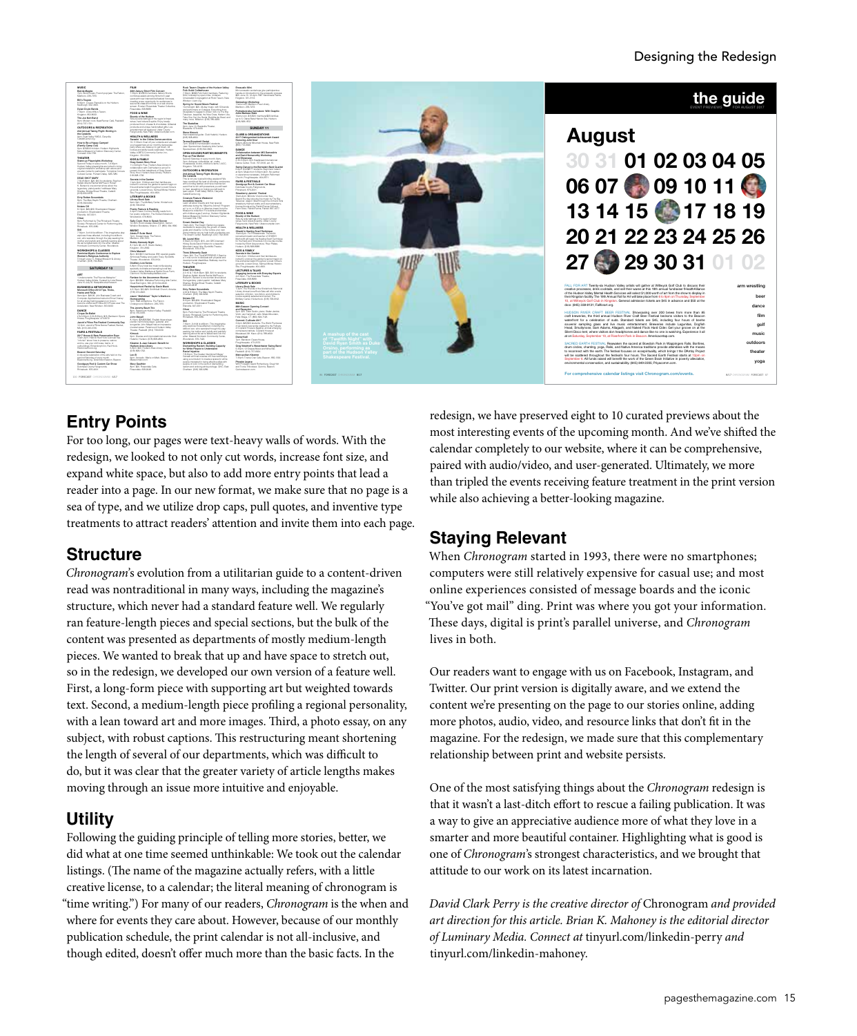## Entry Points

For too long, our pages were text-heavy walls of words. With the redesign, we looked to not only cut words, increase font size, and expand white space, but also to add more entry points that lead a reader into a page. In our new format, we make sure that no page is a sea of type, and we utilize drop caps, pull quotes, and inventive type treatments to attract readers' attention and invite them into each page.

## Structure

*Chronogram*'s evolution from a utilitarian guide to a content-driven read was nontraditional in many ways, including the magazine's structure, which never had a standard feature well. We regularly ran feature-length pieces and special sections, but the bulk of the content was presented as departments of mostly medium-length pieces. We wanted to break that up and have space to stretch out, so in the redesign, we developed our own version of a feature well. First, a long-form piece with supporting art but weighted towards text. Second, a medium-length piece profiling a regional personality, with a lean toward art and more images. Third, a photo essay, on any subject, with robust captions. This restructuring meant shortening the length of several of our departments, which was difficult to do, but it was clear that the greater variety of article lengths makes moving through an issue more intuitive and enjoyable.

## Utility

Following the guiding principle of telling more stories, better, we did what at one time seemed unthinkable: We took out the calendar listings. (The name of the magazine actually refers, with a little creative license, to a calendar; the literal meaning of chronogram is "time writing.") For many of our readers, *Chronogram* is the when and where for events they care about. However, because of our monthly publication schedule, the print calendar is not all-inclusive, and though edited, doesn't offer much more than the basic facts. In the redesign, we have preserved eight to 10 curated previews about the most interesting events of the upcoming month. And we've shifted the calendar completely to our website, where it can be comprehensive, paired with audio/video, and user-generated. Ultimately, we more than tripled the events receiving feature treatment in the print version while also achieving a better-looking magazine.

## Staying Relevant

When *Chronogram* started in 1993, there were no smartphones; computers were still relatively expensive for casual use; and most online experiences consisted of message boards and the iconic "You've got mail" ding. Print was where you got your information. These days, digital is print's parallel universe, and *Chronogram* lives in both.

Our readers want to engage with us on Facebook, Instagram, and Twitter. Our print version is digitally aware, and we extend the content we're presenting on the page to our stories online, adding more photos, audio, video, and resource links that don't fit in the magazine. For the redesign, we made sure that this complementary relationship between print and website persists.

One of the most satisfying things about the *Chronogram* redesign is that it wasn't a last-ditch effort to rescue a failing publication. It was a way to give an appreciative audience more of what they love in a smarter and more beautiful container. Highlighting what is good is one of *Chronogram*'s strongest characteristics, and we brought that attitude to our work on its latest incarnation.

*David Clark Perry is the creative director of* Chronogram *and provided art direction for this article. Brian K. Mahoney is the editorial director of Luminary Media. Connect at* tinyurl.com/linkedin-perry *and* tinyurl.com/linkedin-mahoney.